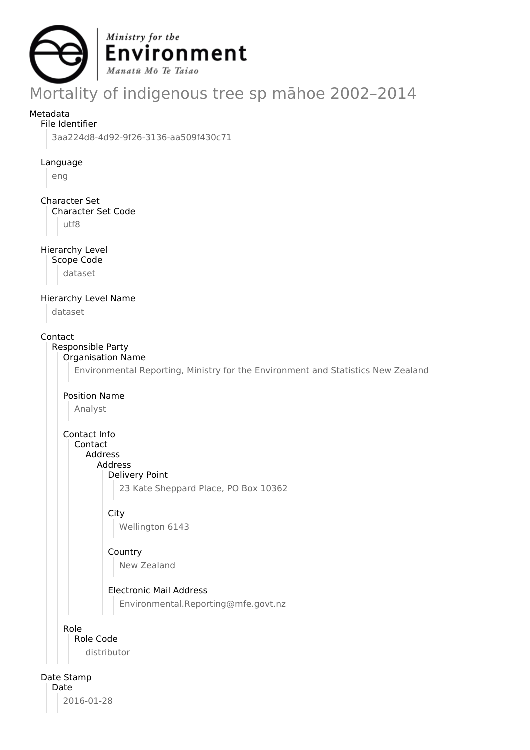# Mortality of indigenous tree sp māhoe 2002–2014

Metadata

- File Identifier
  - 3aa224d8-4d92-9f26-3136-aa509f430c71
- Language
  - eng
- Character Set
  - Character Set Code
    - utf8
- Hierarchy Level
  - Scope Code
    - dataset
- Hierarchy Level Name
  - dataset
- Contact
  - Responsible Party
    - Organisation Name
      - Environmental Reporting, Ministry for the Environment and Statistics New Zealand
    - Position Name
      - Analyst
    - Contact Info
      - Contact
        - Address
          - Address
            - Delivery Point
              - 23 Kate Sheppard Place, PO Box 10362
            - City
              - Wellington 6143
            - Country
              - New Zealand
            - Electronic Mail Address
              - Environmental.Reporting@mfe.govt.nz
    - Role
      - Role Code
        - distributor
- Date Stamp
  - Date
    - 2016-01-28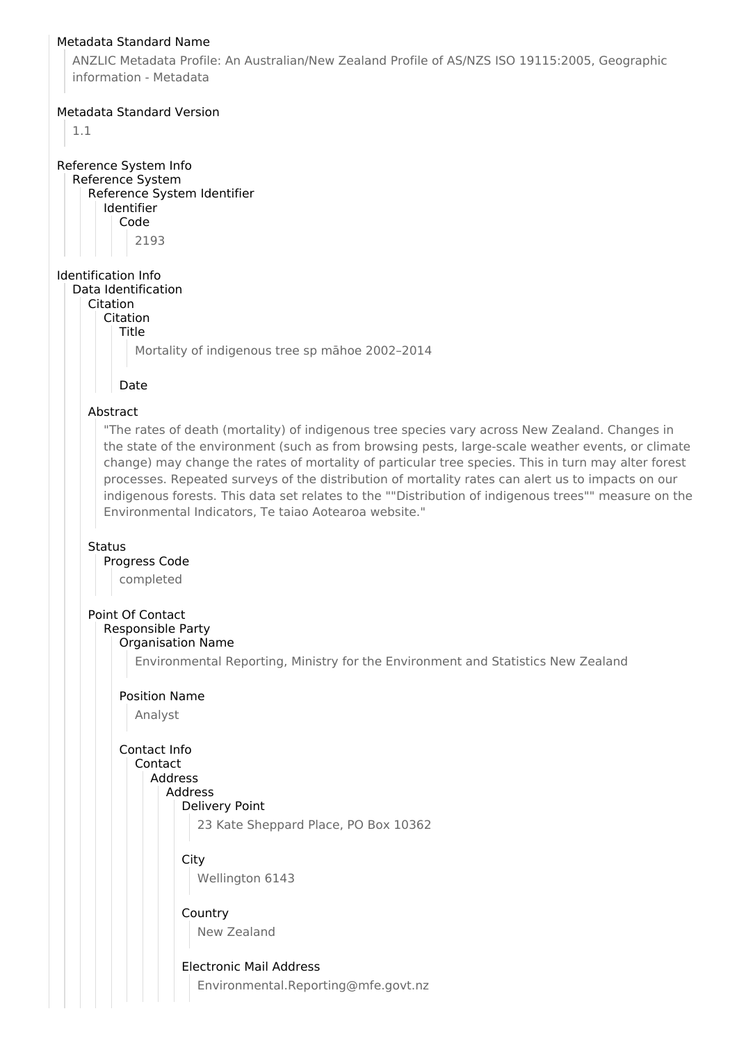Metadata Standard Name

ANZLIC Metadata Profile: An Australian/New Zealand Profile of AS/NZS ISO 19115:2005, Geographic information - Metadata

Metadata Standard Version

1.1

Reference System Info

- Reference System
  - Reference System Identifier
    - Identifier
      - Code

        2193

Identification Info

- Data Identification
  - Citation
    - Citation
      - Title

        Mortality of indigenous tree sp māhoe 2002–2014

      - Date
  - Abstract

    "The rates of death (mortality) of indigenous tree species vary across New Zealand. Changes in the state of the environment (such as from browsing pests, large-scale weather events, or climate change) may change the rates of mortality of particular tree species. This in turn may alter forest processes. Repeated surveys of the distribution of mortality rates can alert us to impacts on our indigenous forests. This data set relates to the ""Distribution of indigenous trees"" measure on the Environmental Indicators, Te taiao Aotearoa website."

  - Status
    - Progress Code

      completed

  - Point Of Contact
    - Responsible Party
      - Organisation Name

        Environmental Reporting, Ministry for the Environment and Statistics New Zealand

      - Position Name

        Analyst

      - Contact Info
        - Contact
          - Address
            - Address
              - Delivery Point

                23 Kate Sheppard Place, PO Box 10362

              - City

                Wellington 6143

              - Country

                New Zealand

              - Electronic Mail Address

                Environmental.Reporting@mfe.govt.nz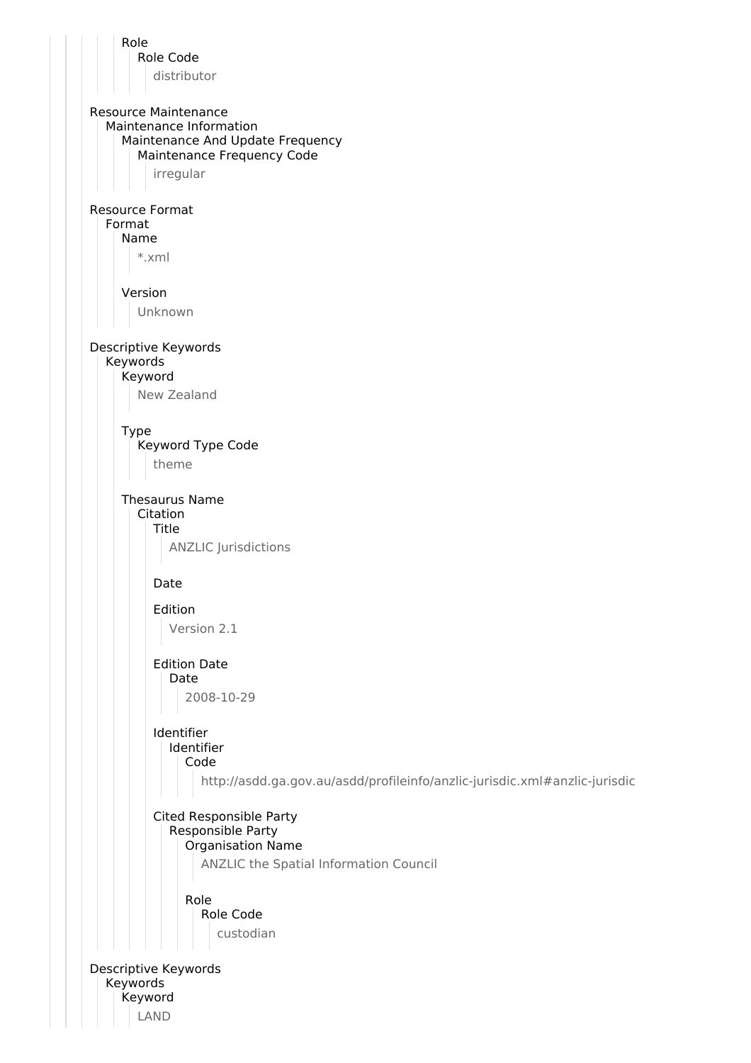Role
Role Code
distributor

Resource Maintenance
Maintenance Information
Maintenance And Update Frequency
Maintenance Frequency Code
irregular

Resource Format
Format
Name
*.xml

Version
Unknown

Descriptive Keywords
Keywords
Keyword
New Zealand

Type
Keyword Type Code
theme

Thesaurus Name
Citation
Title
ANZLIC Jurisdictions

Date

Edition
Version 2.1

Edition Date
Date
2008-10-29

Identifier
Identifier
Code
http://asdd.ga.gov.au/asdd/profileinfo/anzlic-jurisdic.xml#anzlic-jurisdic

Cited Responsible Party
Responsible Party
Organisation Name
ANZLIC the Spatial Information Council

Role
Role Code
custodian

Descriptive Keywords
Keywords
Keyword
LAND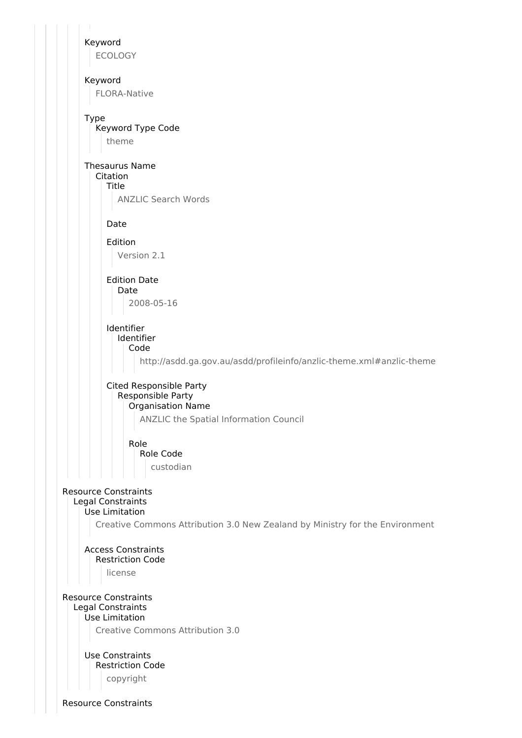Keyword

ECOLOGY

Keyword

FLORA-Native

Type

Keyword Type Code

theme

Thesaurus Name

Citation

Title

ANZLIC Search Words

Date

Edition

Version 2.1

Edition Date

Date

2008-05-16

Identifier

Identifier

Code

http://asdd.ga.gov.au/asdd/profileinfo/anzlic-theme.xml#anzlic-theme

Cited Responsible Party

Responsible Party

Organisation Name

ANZLIC the Spatial Information Council

Role

Role Code

custodian

Resource Constraints

Legal Constraints

Use Limitation

Creative Commons Attribution 3.0 New Zealand by Ministry for the Environment

Access Constraints

Restriction Code

license

Resource Constraints

Legal Constraints

Use Limitation

Creative Commons Attribution 3.0

Use Constraints

Restriction Code

copyright

Resource Constraints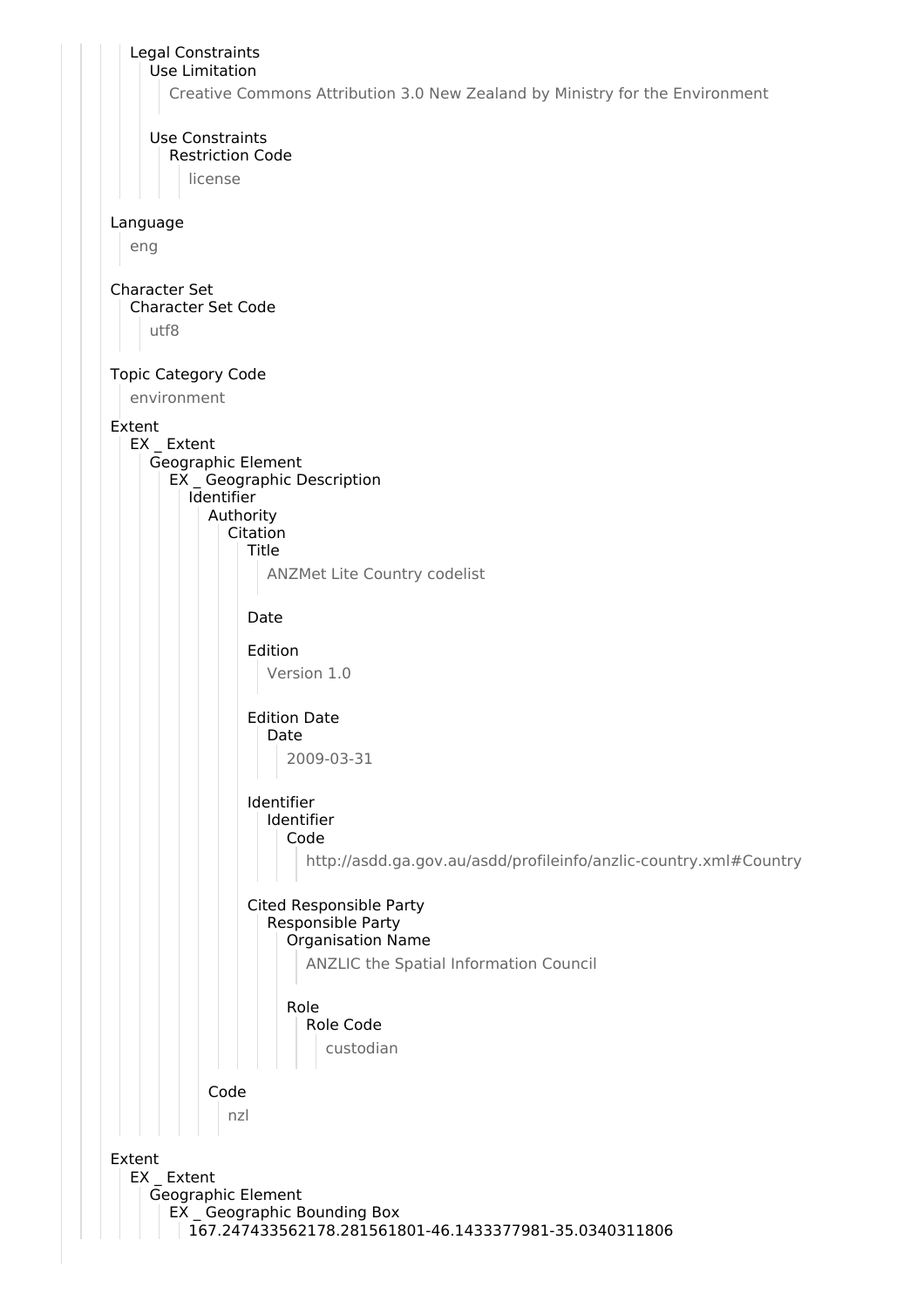Legal Constraints

Use Limitation

Creative Commons Attribution 3.0 New Zealand by Ministry for the Environment

Use Constraints

Restriction Code

license

Language

eng

Character Set

Character Set Code

utf8

Topic Category Code

environment

Extent

EX _ Extent

Geographic Element

EX _ Geographic Description

Identifier

Authority

Citation

Title

ANZMet Lite Country codelist

Date

Edition

Version 1.0

Edition Date

Date

2009-03-31

Identifier

Identifier

Code

http://asdd.ga.gov.au/asdd/profileinfo/anzlic-country.xml#Country

Cited Responsible Party

Responsible Party

Organisation Name

ANZLIC the Spatial Information Council

Role

Role Code

custodian

Code

nzl

Extent

EX _ Extent

Geographic Element

EX _ Geographic Bounding Box

167.247433562178.281561801-46.1433377981-35.0340311806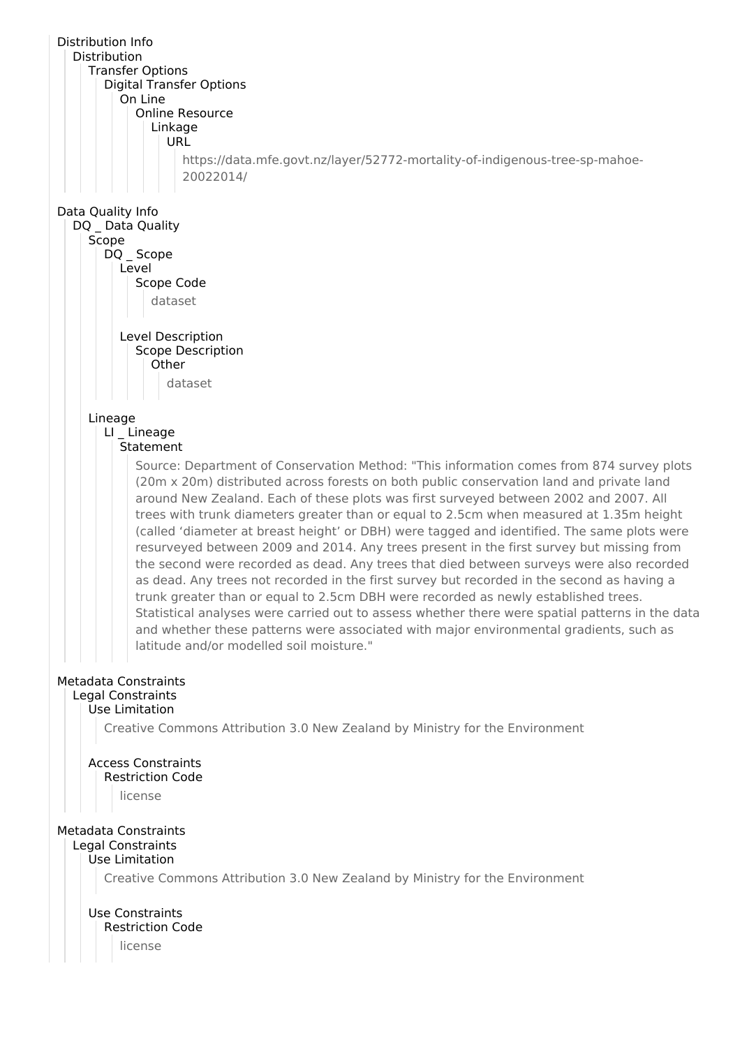Distribution Info
- Distribution
  - Transfer Options
    - Digital Transfer Options
      - On Line
        - Online Resource
          - Linkage
            - URL

              https://data.mfe.govt.nz/layer/52772-mortality-of-indigenous-tree-sp-mahoe-20022014/

Data Quality Info
- DQ _ Data Quality
  - Scope
    - DQ _ Scope
      - Level
        - Scope Code

          dataset

      - Level Description
        - Scope Description
          - Other

            dataset

  - Lineage
    - LI _ Lineage
      - Statement

        Source: Department of Conservation Method: "This information comes from 874 survey plots (20m x 20m) distributed across forests on both public conservation land and private land around New Zealand. Each of these plots was first surveyed between 2002 and 2007. All trees with trunk diameters greater than or equal to 2.5cm when measured at 1.35m height (called 'diameter at breast height' or DBH) were tagged and identified. The same plots were resurveyed between 2009 and 2014. Any trees present in the first survey but missing from the second were recorded as dead. Any trees that died between surveys were also recorded as dead. Any trees not recorded in the first survey but recorded in the second as having a trunk greater than or equal to 2.5cm DBH were recorded as newly established trees. Statistical analyses were carried out to assess whether there were spatial patterns in the data and whether these patterns were associated with major environmental gradients, such as latitude and/or modelled soil moisture."

Metadata Constraints
- Legal Constraints
  - Use Limitation

    Creative Commons Attribution 3.0 New Zealand by Ministry for the Environment

  - Access Constraints
    - Restriction Code

      license

Metadata Constraints
- Legal Constraints
  - Use Limitation

    Creative Commons Attribution 3.0 New Zealand by Ministry for the Environment

  - Use Constraints
    - Restriction Code

      license